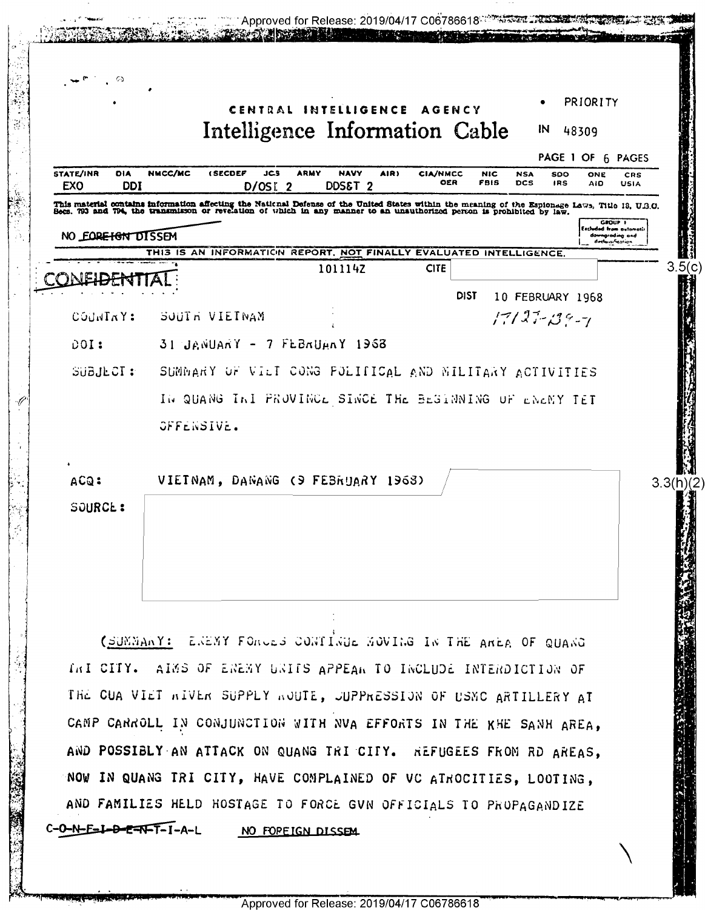CENTRAL INTELLIGENCE AGENCY

# Intelligence Information Cable

PRIORITY

IN 48309

PAGE 1 OF 6 PAGES

| STATE/INR | DIA | NMCC/MC | (SECDEF | JCS | ARMY | NAVY | AIR) | CIA/NMCC | NIC | NSA | SDO | ONE | CRS |
|---|---|---|---|---|---|---|---|---|---|---|---|---|---|
| EXO | DDI | | D/OSI 2 | | | DDS&T 2 | | OER | FBIS | DCS | IRS | AID | USIA |

This material contains information affecting the National Defense of the United States within the meaning of the Espionage Laws, Title 18, U.S.C. Secs. 793 and 794, the transmission or revelation of which in any manner to an unauthorized person is prohibited by law.

GROUP 1 Excluded from automatic downgrading and declassification

NO FOREIGN DISSEM

THIS IS AN INFORMATION REPORT, NOT FINALLY EVALUATED INTELLIGENCE.

CONFIDENTIAL

101114Z

CITE [redacted] 3.5(c)

DIST 10 FEBRUARY 1968

17127-139-7

COUNTRY: SOUTH VIETNAM

DOI: 31 JANUARY - 7 FEBRUARY 1968

SUBJECT: SUMMARY OF VIET CONG POLITICAL AND MILITARY ACTIVITIES IN QUANG TRI PROVINCE SINCE THE BEGINNING OF ENEMY TET OFFENSIVE.

ACQ: VIETNAM, DANANG (9 FEBRUARY 1968) [redacted] 3.3(h)(2)

SOURCE: [redacted]

(SUMMARY: ENEMY FORCES CONTINUE MOVING IN THE AREA OF QUANG TRI CITY. AIMS OF ENEMY UNITS APPEAR TO INCLUDE INTERDICTION OF THE CUA VIET RIVER SUPPLY ROUTE, SUPPRESSION OF USMC ARTILLERY AT CAMP CARROLL IN CONJUNCTION WITH NVA EFFORTS IN THE KHE SANH AREA, AND POSSIBLY AN ATTACK ON QUANG TRI CITY. REFUGEES FROM RD AREAS, NOW IN QUANG TRI CITY, HAVE COMPLAINED OF VC ATROCITIES, LOOTING, AND FAMILIES HELD HOSTAGE TO FORCE GVN OFFICIALS TO PROPAGANDIZE

CONFIDENTIAL NO FOREIGN DISSEM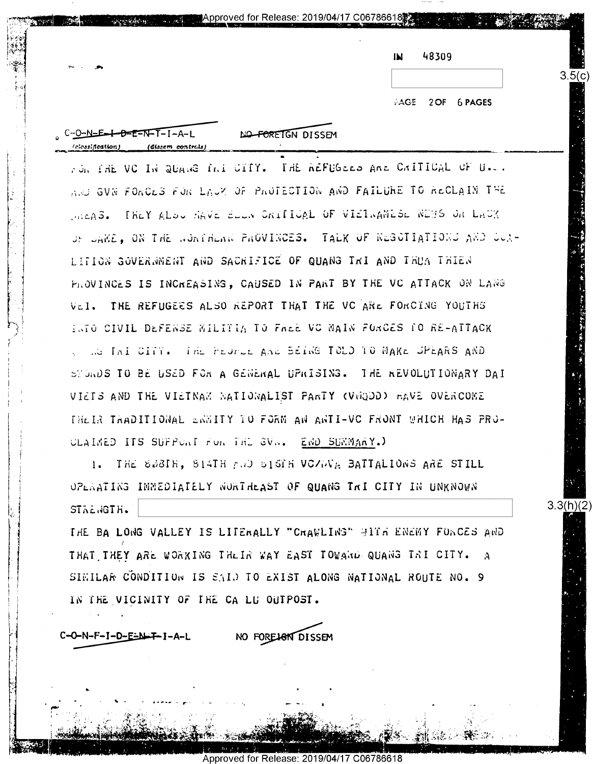IN 48309

PAGE 2 OF 6 PAGES

C-O-N-F-I-D-E-N-T-I-A-L NO FOREIGN DISSEM

(classification) (dissem controls)

FOR THE VC IN QUANG TRI CITY. THE REFUGEES ARE CRITICAL OF U.S. AND GVN FORCES FOR LACK OF PROTECTION AND FAILURE TO RECLAIM THE AREAS. THEY ALSO HAVE BEEN CRITICAL OF VIETNAMESE NEWS OR LACK OF SAME, ON THE NORTHERN PROVINCES. TALK OF NEGOTIATIONS AND COALITION GOVERNMENT AND SACRIFICE OF QUANG TRI AND THUA THIEN PROVINCES IS INCREASING, CAUSED IN PART BY THE VC ATTACK ON LANG VEI. THE REFUGEES ALSO REPORT THAT THE VC ARE FORCING YOUTHS INTO CIVIL DEFENSE MILITIA TO FREE VC MAIN FORCES TO RE-ATTACK QUANG TRI CITY. THE PEOPLE ARE BEING TOLD TO MAKE SPEARS AND SWORDS TO BE USED FOR A GENERAL UPRISING. THE REVOLUTIONARY DAI VIETS AND THE VIETNAM NATIONALIST PARTY (VNQDD) HAVE OVERCOME THEIR TRADITIONAL ENMITY TO FORM AN ANTI-VC FRONT WHICH HAS PROCLAIMED ITS SUPPORT FOR THE GVN. END SUMMARY.)

1. THE 808TH, 814TH AND 815TH VC/NVA BATTALIONS ARE STILL OPERATING IMMEDIATELY NORTHEAST OF QUANG TRI CITY IN UNKNOWN STRENGTH. [redacted] 3.3(h)(2)

THE BA LONG VALLEY IS LITERALLY "CRAWLING" WITH ENEMY FORCES AND THAT THEY ARE WORKING THEIR WAY EAST TOWARD QUANG TRI CITY. A SIMILAR CONDITION IS SAID TO EXIST ALONG NATIONAL ROUTE NO. 9 IN THE VICINITY OF THE CA LU OUTPOST.

C-O-N-F-I-D-E-N-T-I-A-L NO FOREIGN DISSEM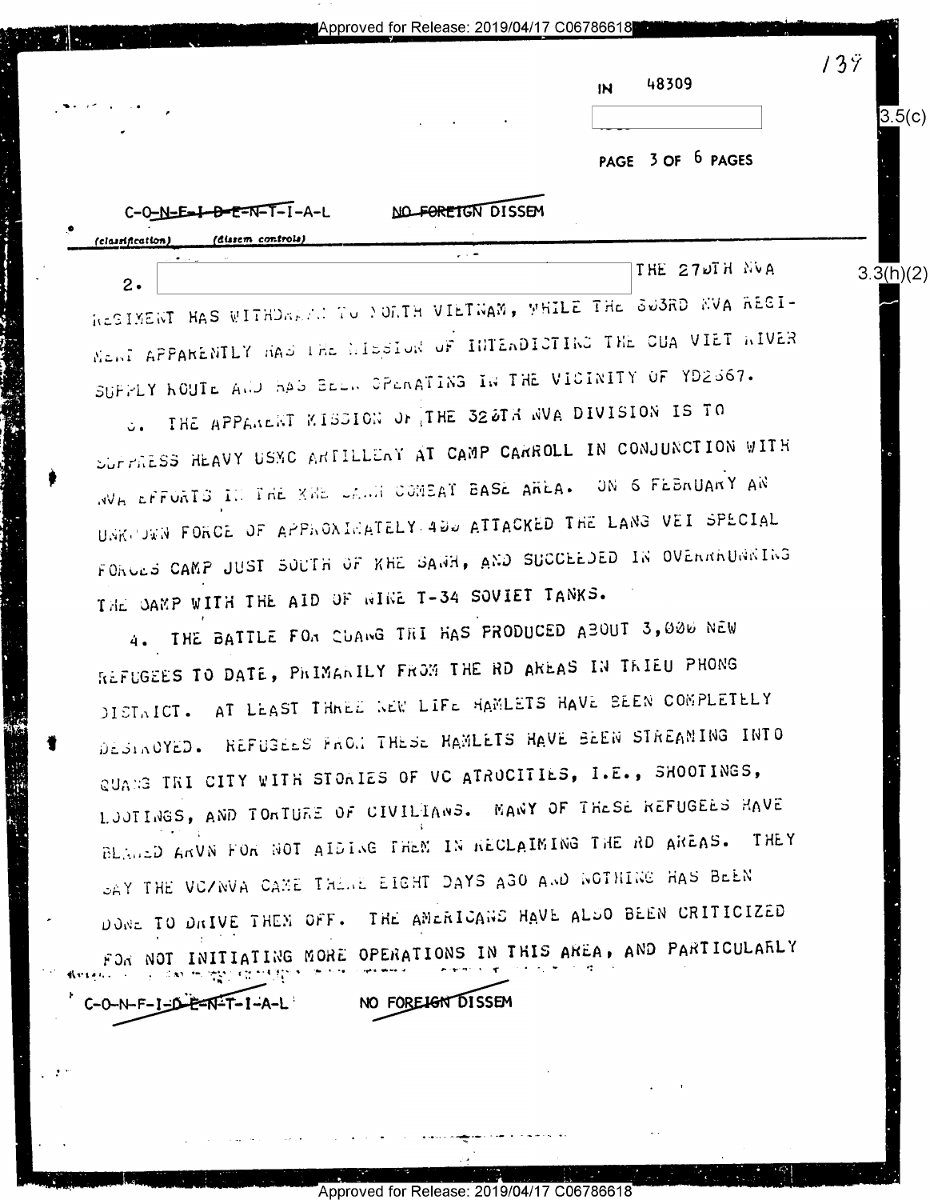IN 48309

PAGE 3 OF 6 PAGES

C-O-N-F-I-D-E-N-T-I-A-L NO FOREIGN DISSEM

(classification) (dissem controls)

2. [redacted] THE 270TH NVA REGIMENT HAS WITHDRAWN TO NORTH VIETNAM, WHILE THE 803RD NVA REGIMENT APPARENTLY HAS THE MISSION OF INTERDICTING THE CUA VIET RIVER SUPPLY ROUTE AND HAS BEEN OPERATING IN THE VICINITY OF YD2367.

3. THE APPARENT MISSION OF THE 320TH NVA DIVISION IS TO SUPPRESS HEAVY USMC ARTILLERY AT CAMP CARROLL IN CONJUNCTION WITH NVA EFFORTS IN THE KHE SANH COMBAT BASE AREA. ON 6 FEBRUARY AN UNKNOWN FORCE OF APPROXIMATELY 400 ATTACKED THE LANG VEI SPECIAL FORCES CAMP JUST SOUTH OF KHE SANH, AND SUCCEEDED IN OVERRUNNING THE CAMP WITH THE AID OF NINE T-34 SOVIET TANKS.

4. THE BATTLE FOR QUANG TRI HAS PRODUCED ABOUT 3,000 NEW REFUGEES TO DATE, PRIMARILY FROM THE RD AREAS IN TRIEU PHONG DISTRICT. AT LEAST THREE NEW LIFE HAMLETS HAVE BEEN COMPLETELY DESTROYED. REFUGEES FROM THESE HAMLETS HAVE BEEN STREAMING INTO QUANG TRI CITY WITH STORIES OF VC ATROCITIES, I.E., SHOOTINGS, LOOTINGS, AND TORTURE OF CIVILIANS. MANY OF THESE REFUGEES HAVE BLAMED ARVN FOR NOT AIDING THEM IN RECLAIMING THE RD AREAS. THEY SAY THE VC/NVA CAME THERE EIGHT DAYS AGO AND NOTHING HAS BEEN DONE TO DRIVE THEM OFF. THE AMERICANS HAVE ALSO BEEN CRITICIZED FOR NOT INITIATING MORE OPERATIONS IN THIS AREA, AND PARTICULARLY

C-O-N-F-I-D-E-N-T-I-A-L NO FOREIGN DISSEM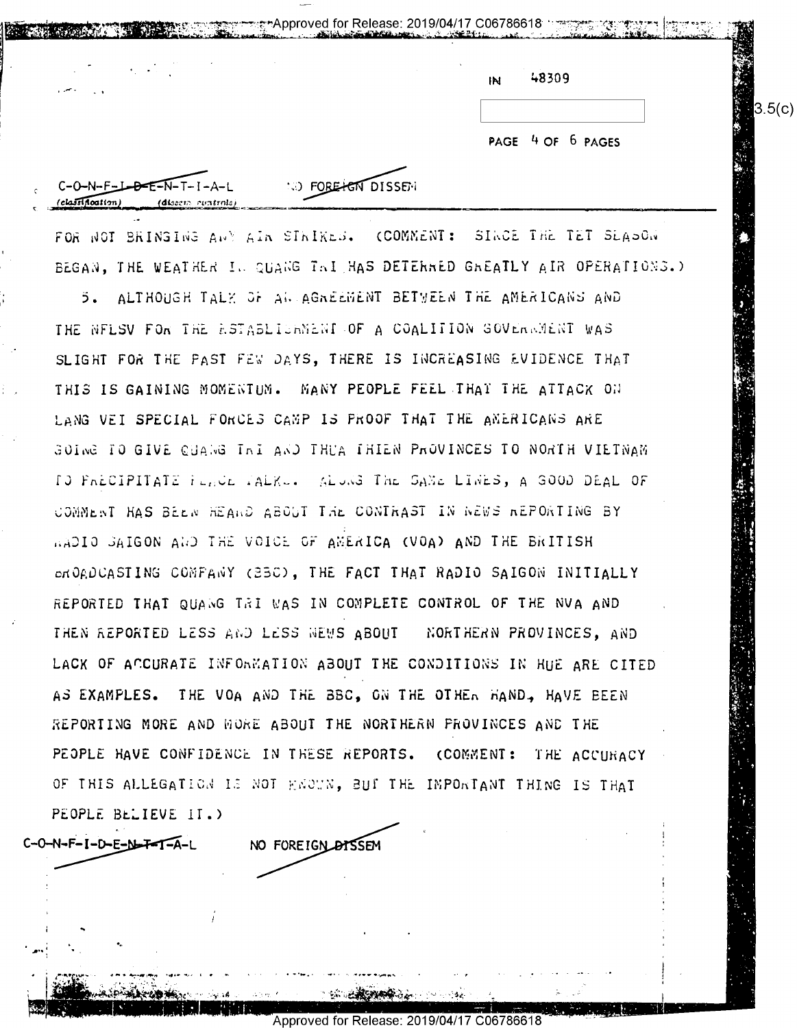IN 48309

PAGE 4 OF 6 PAGES

C-O-N-F-I-D-E-N-T-I-A-L NO FOREIGN DISSEM

(classification) (dissem controls)

FOR NOT BRINGING ANY AIR STRIKES. (COMMENT: SINCE THE TET SEASON BEGAN, THE WEATHER IN QUANG TRI HAS DETERRED GREATLY AIR OPERATIONS.)

5. ALTHOUGH TALK OF AN AGREEMENT BETWEEN THE AMERICANS AND THE NFLSV FOR THE ESTABLISHMENT OF A COALITION GOVERNMENT WAS SLIGHT FOR THE PAST FEW DAYS, THERE IS INCREASING EVIDENCE THAT THIS IS GAINING MOMENTUM. MANY PEOPLE FEEL THAT THE ATTACK ON LANG VEI SPECIAL FORCES CAMP IS PROOF THAT THE AMERICANS ARE GOING TO GIVE QUANG TRI AND THUA THIEN PROVINCES TO NORTH VIETNAM TO PRECIPITATE PEACE TALKS. ALONG THE SAME LINES, A GOOD DEAL OF COMMENT HAS BEEN HEARD ABOUT THE CONTRAST IN NEWS REPORTING BY RADIO SAIGON AND THE VOICE OF AMERICA (VOA) AND THE BRITISH BROADCASTING COMPANY (BBC), THE FACT THAT RADIO SAIGON INITIALLY REPORTED THAT QUANG TRI WAS IN COMPLETE CONTROL OF THE NVA AND THEN REPORTED LESS AND LESS NEWS ABOUT NORTHERN PROVINCES, AND LACK OF ACCURATE INFORMATION ABOUT THE CONDITIONS IN HUE ARE CITED AS EXAMPLES. THE VOA AND THE BBC, ON THE OTHER HAND, HAVE BEEN REPORTING MORE AND MORE ABOUT THE NORTHERN PROVINCES AND THE PEOPLE HAVE CONFIDENCE IN THESE REPORTS. (COMMENT: THE ACCURACY OF THIS ALLEGATION IS NOT KNOWN, BUT THE IMPORTANT THING IS THAT PEOPLE BELIEVE IT.)

C-O-N-F-I-D-E-N-T-I-A-L NO FOREIGN DISSEM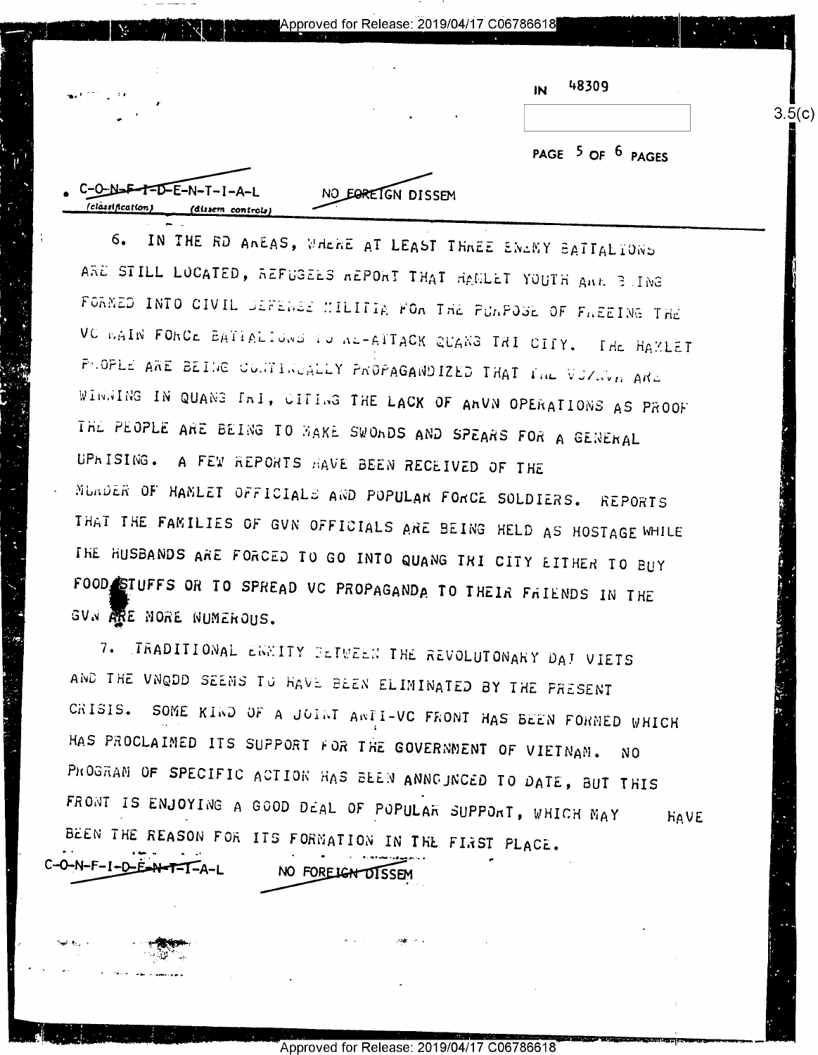IN 48309

3.5(c)

C-O-N-F-I-D-E-N-T-I-A-L (classification) NO FOREIGN DISSEM (dissem controls)

6. IN THE RD AREAS, WHERE AT LEAST THREE ENEMY BATTALIONS ARE STILL LOCATED, REFUGEES REPORT THAT HAMLET YOUTH ARE BEING FORMED INTO CIVIL DEFENSE MILITIA FOR THE PURPOSE OF FREEING THE VC MAIN FORCE BATTALIONS TO RE-ATTACK QUANG TRI CITY. THE HAMLET PEOPLE ARE BEING CONTINUALLY PROPAGANDIZED THAT THE VC/NVA ARE WINNING IN QUANG TRI, CITING THE LACK OF ARVN OPERATIONS AS PROOF THE PEOPLE ARE BEING TO MAKE SWORDS AND SPEARS FOR A GENERAL UPRISING. A FEW REPORTS HAVE BEEN RECEIVED OF THE MURDER OF HAMLET OFFICIALS AND POPULAR FORCE SOLDIERS. REPORTS THAT THE FAMILIES OF GVN OFFICIALS ARE BEING HELD AS HOSTAGE WHILE THE HUSBANDS ARE FORCED TO GO INTO QUANG TRI CITY EITHER TO BUY FOODSTUFFS OR TO SPREAD VC PROPAGANDA TO THEIR FRIENDS IN THE GVN ARE MORE NUMEROUS.

7. TRADITIONAL ENMITY BETWEEN THE REVOLUTONARY DAI VIETS AND THE VNQDD SEEMS TO HAVE BEEN ELIMINATED BY THE PRESENT CRISIS. SOME KIND OF A JOINT ANTI-VC FRONT HAS BEEN FORMED WHICH HAS PROCLAIMED ITS SUPPORT FOR THE GOVERNMENT OF VIETNAM. NO PROGRAM OF SPECIFIC ACTION HAS BEEN ANNOUNCED TO DATE, BUT THIS FRONT IS ENJOYING A GOOD DEAL OF POPULAR SUPPORT, WHICH MAY HAVE BEEN THE REASON FOR ITS FORMATION IN THE FIRST PLACE.

C-O-N-F-I-D-E-N-T-I-A-L NO FOREIGN DISSEM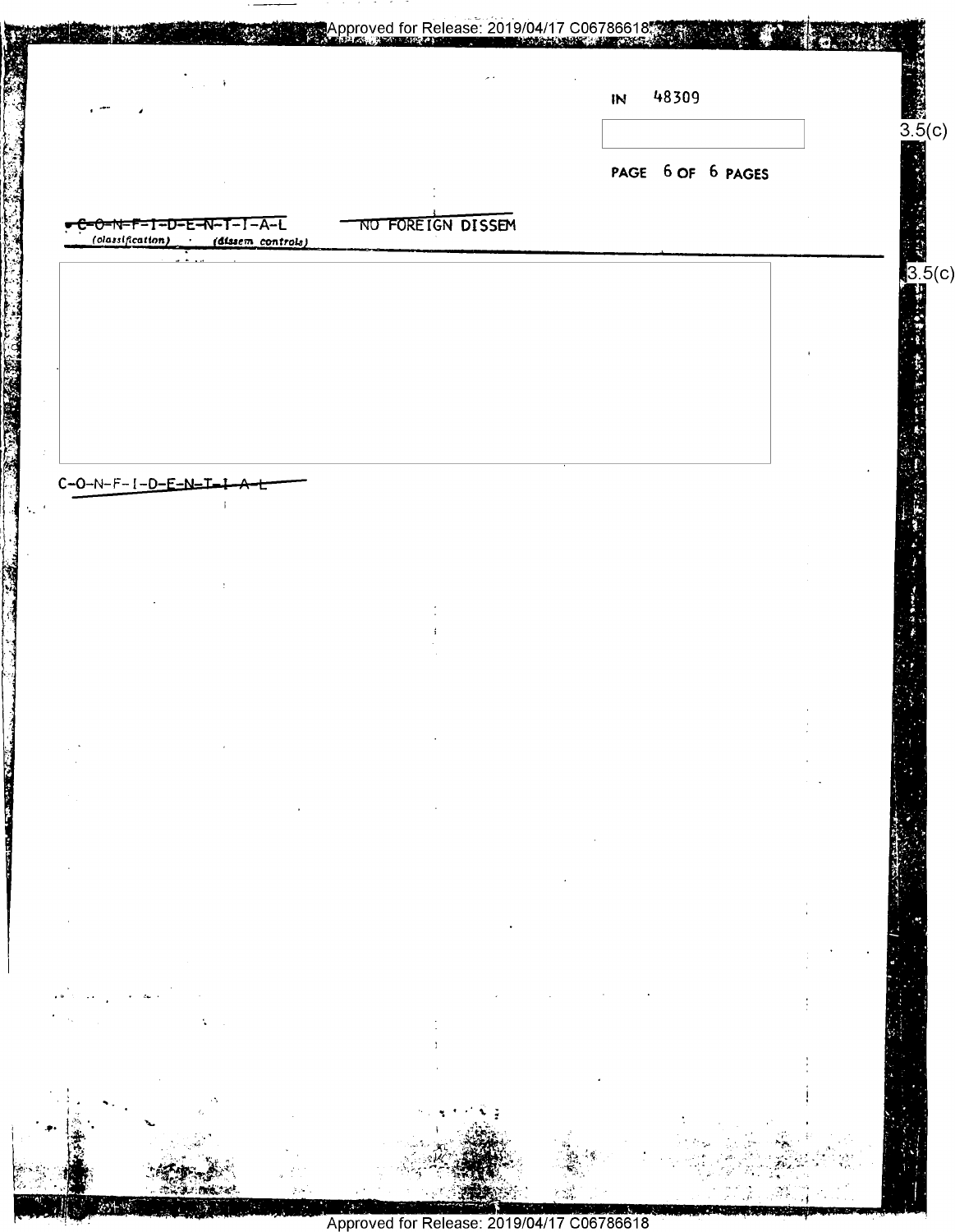IN 48309

3.5(c)

C-O-N-F-I-D-E-N-T-I-A-L NO FOREIGN DISSEM

(classification) (dissem controls)

3.5(c)

C-O-N-F-I-D-E-N-T-I-A-L